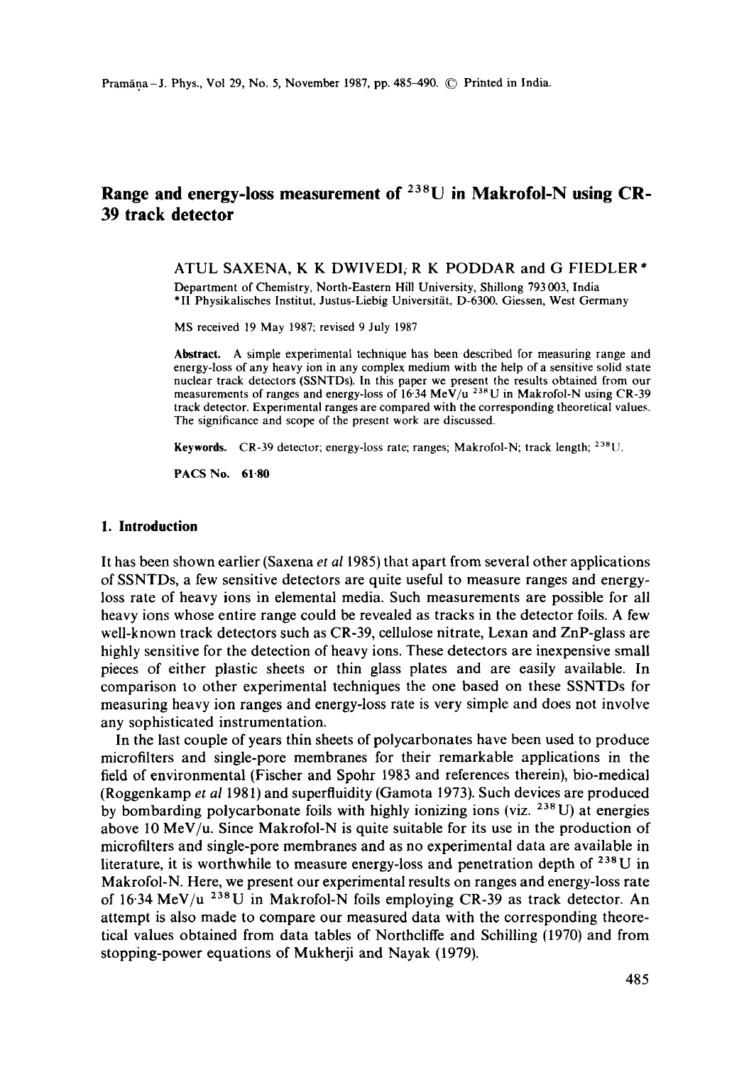# Range and energy-loss measurement of $^{238}U$ in Makrofol-N using CR-39 track detector

ATUL SAXENA, K K DWIVEDI, R K PODDAR and G FIEDLER*

Department of Chemistry, North-Eastern Hill University, Shillong 793003, India
*II Physikalisches Institut, Justus-Liebig Universität, D-6300, Giessen, West Germany

MS received 19 May 1987; revised 9 July 1987

**Abstract.** A simple experimental technique has been described for measuring range and energy-loss of any heavy ion in any complex medium with the help of a sensitive solid state nuclear track detectors (SSNTDs). In this paper we present the results obtained from our measurements of ranges and energy-loss of 16·34 MeV/u $^{238}U$ in Makrofol-N using CR-39 track detector. Experimental ranges are compared with the corresponding theoretical values. The significance and scope of the present work are discussed.

**Keywords.** CR-39 detector; energy-loss rate; ranges; Makrofol-N; track length; $^{238}U$.

**PACS No. 61·80**

## 1. Introduction

It has been shown earlier (Saxena *et al* 1985) that apart from several other applications of SSNTDs, a few sensitive detectors are quite useful to measure ranges and energy-loss rate of heavy ions in elemental media. Such measurements are possible for all heavy ions whose entire range could be revealed as tracks in the detector foils. A few well-known track detectors such as CR-39, cellulose nitrate, Lexan and ZnP-glass are highly sensitive for the detection of heavy ions. These detectors are inexpensive small pieces of either plastic sheets or thin glass plates and are easily available. In comparison to other experimental techniques the one based on these SSNTDs for measuring heavy ion ranges and energy-loss rate is very simple and does not involve any sophisticated instrumentation.

In the last couple of years thin sheets of polycarbonates have been used to produce microfilters and single-pore membranes for their remarkable applications in the field of environmental (Fischer and Spohr 1983 and references therein), bio-medical (Roggenkamp *et al* 1981) and superfluidity (Gamota 1973). Such devices are produced by bombarding polycarbonate foils with highly ionizing ions (viz. $^{238}U$) at energies above 10 MeV/u. Since Makrofol-N is quite suitable for its use in the production of microfilters and single-pore membranes and as no experimental data are available in literature, it is worthwhile to measure energy-loss and penetration depth of $^{238}U$ in Makrofol-N. Here, we present our experimental results on ranges and energy-loss rate of 16·34 MeV/u $^{238}U$ in Makrofol-N foils employing CR-39 as track detector. An attempt is also made to compare our measured data with the corresponding theoretical values obtained from data tables of Northcliffe and Schilling (1970) and from stopping-power equations of Mukherji and Nayak (1979).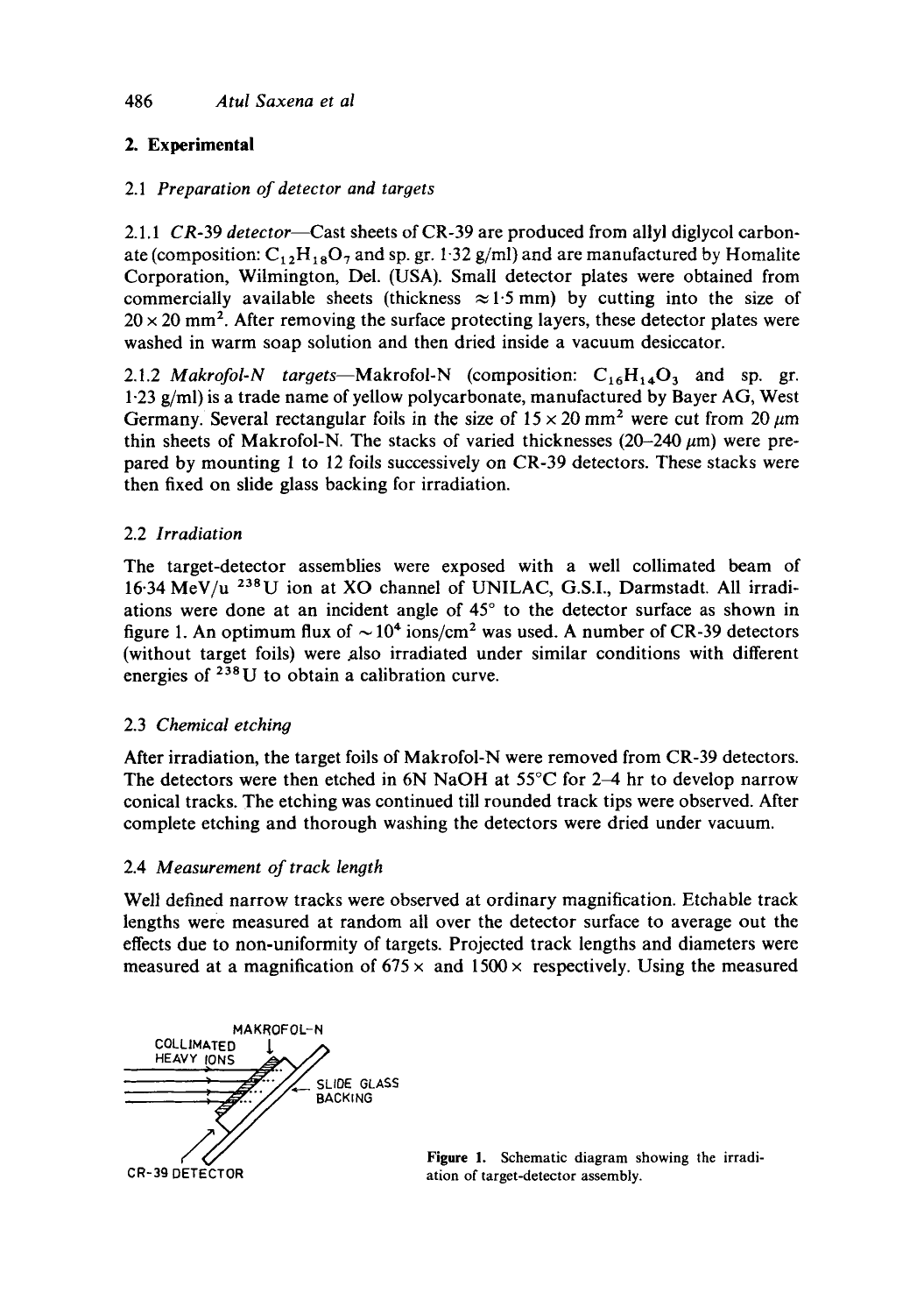## 2. Experimental

### 2.1 *Preparation of detector and targets*

2.1.1 *CR-39 detector*—Cast sheets of CR-39 are produced from allyl diglycol carbonate (composition: $C_{12}H_{18}O_7$ and sp. gr. 1·32 g/ml) and are manufactured by Homalite Corporation, Wilmington, Del. (USA). Small detector plates were obtained from commercially available sheets (thickness $\approx 1·5$ mm) by cutting into the size of $20 \times 20$ mm$^2$. After removing the surface protecting layers, these detector plates were washed in warm soap solution and then dried inside a vacuum desiccator.

2.1.2 *Makrofol-N targets*—Makrofol-N (composition: $C_{16}H_{14}O_3$ and sp. gr. 1·23 g/ml) is a trade name of yellow polycarbonate, manufactured by Bayer AG, West Germany. Several rectangular foils in the size of $15 \times 20$ mm$^2$ were cut from 20 $\mu$m thin sheets of Makrofol-N. The stacks of varied thicknesses (20–240 $\mu$m) were prepared by mounting 1 to 12 foils successively on CR-39 detectors. These stacks were then fixed on slide glass backing for irradiation.

### 2.2 *Irradiation*

The target-detector assemblies were exposed with a well collimated beam of 16·34 MeV/u $^{238}$U ion at XO channel of UNILAC, G.S.I., Darmstadt. All irradiations were done at an incident angle of 45° to the detector surface as shown in figure 1. An optimum flux of $\sim 10^4$ ions/cm$^2$ was used. A number of CR-39 detectors (without target foils) were also irradiated under similar conditions with different energies of $^{238}$U to obtain a calibration curve.

### 2.3 *Chemical etching*

After irradiation, the target foils of Makrofol-N were removed from CR-39 detectors. The detectors were then etched in 6N NaOH at 55°C for 2–4 hr to develop narrow conical tracks. The etching was continued till rounded track tips were observed. After complete etching and thorough washing the detectors were dried under vacuum.

### 2.4 *Measurement of track length*

Well defined narrow tracks were observed at ordinary magnification. Etchable track lengths were measured at random all over the detector surface to average out the effects due to non-uniformity of targets. Projected track lengths and diameters were measured at a magnification of $675\times$ and $1500\times$ respectively. Using the measured

**Figure 1.** Schematic diagram showing the irradiation of target-detector assembly.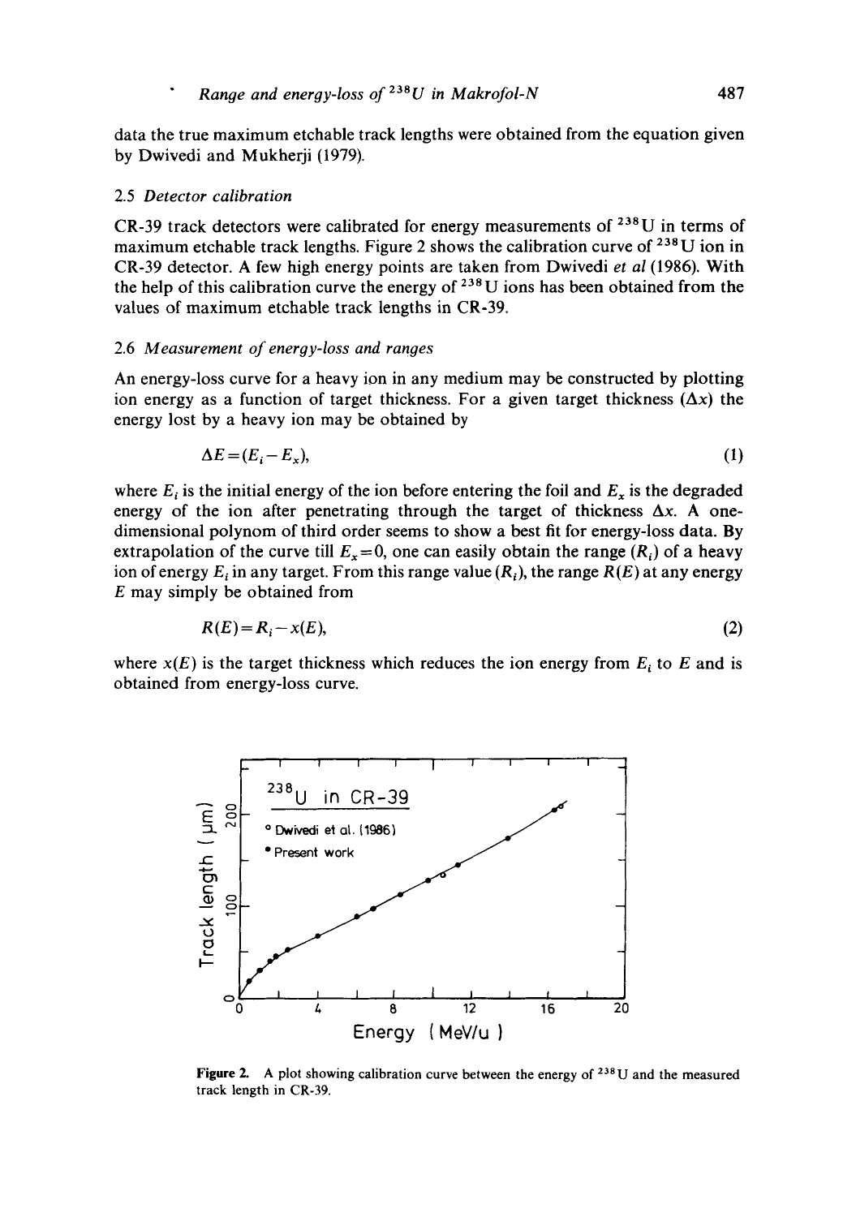data the true maximum etchable track lengths were obtained from the equation given by Dwivedi and Mukherji (1979).

### 2.5 *Detector calibration*

CR-39 track detectors were calibrated for energy measurements of $^{238}U$ in terms of maximum etchable track lengths. Figure 2 shows the calibration curve of $^{238}U$ ion in CR-39 detector. A few high energy points are taken from Dwivedi *et al* (1986). With the help of this calibration curve the energy of $^{238}U$ ions has been obtained from the values of maximum etchable track lengths in CR-39.

### 2.6 *Measurement of energy-loss and ranges*

An energy-loss curve for a heavy ion in any medium may be constructed by plotting ion energy as a function of target thickness. For a given target thickness ($\Delta x$) the energy lost by a heavy ion may be obtained by

$$\Delta E = (E_i - E_x), \tag{1}$$

where $E_i$ is the initial energy of the ion before entering the foil and $E_x$ is the degraded energy of the ion after penetrating through the target of thickness $\Delta x$. A one-dimensional polynom of third order seems to show a best fit for energy-loss data. By extrapolation of the curve till $E_x = 0$, one can easily obtain the range ($R_i$) of a heavy ion of energy $E_i$ in any target. From this range value ($R_i$), the range $R(E)$ at any energy $E$ may simply be obtained from

$$R(E) = R_i - x(E), \tag{2}$$

where $x(E)$ is the target thickness which reduces the ion energy from $E_i$ to $E$ and is obtained from energy-loss curve.

**Figure 2.** A plot showing calibration curve between the energy of $^{238}U$ and the measured track length in CR-39.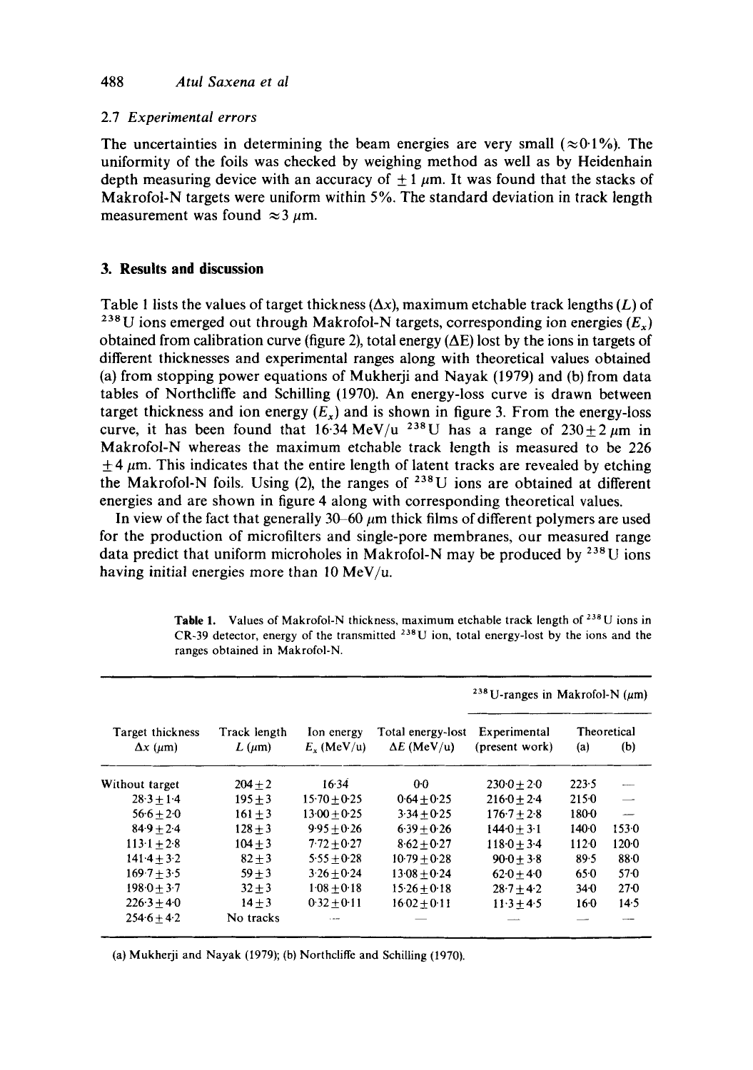### 2.7 *Experimental errors*

The uncertainties in determining the beam energies are very small ($\approx 0.1\%$). The uniformity of the foils was checked by weighing method as well as by Heidenhain depth measuring device with an accuracy of $\pm 1\ \mu$m. It was found that the stacks of Makrofol-N targets were uniform within 5%. The standard deviation in track length measurement was found $\approx 3\ \mu$m.

## 3. Results and discussion

Table 1 lists the values of target thickness ($\Delta x$), maximum etchable track lengths ($L$) of $^{238}$U ions emerged out through Makrofol-N targets, corresponding ion energies ($E_x$) obtained from calibration curve (figure 2), total energy ($\Delta$E) lost by the ions in targets of different thicknesses and experimental ranges along with theoretical values obtained (a) from stopping power equations of Mukherji and Nayak (1979) and (b) from data tables of Northcliffe and Schilling (1970). An energy-loss curve is drawn between target thickness and ion energy ($E_x$) and is shown in figure 3. From the energy-loss curve, it has been found that 16·34 MeV/u $^{238}$U has a range of $230 \pm 2\ \mu$m in Makrofol-N whereas the maximum etchable track length is measured to be 226 $\pm 4\ \mu$m. This indicates that the entire length of latent tracks are revealed by etching the Makrofol-N foils. Using (2), the ranges of $^{238}$U ions are obtained at different energies and are shown in figure 4 along with corresponding theoretical values.

In view of the fact that generally 30–60 $\mu$m thick films of different polymers are used for the production of microfilters and single-pore membranes, our measured range data predict that uniform microholes in Makrofol-N may be produced by $^{238}$U ions having initial energies more than 10 MeV/u.

**Table 1.** Values of Makrofol-N thickness, maximum etchable track length of $^{238}$U ions in CR-39 detector, energy of the transmitted $^{238}$U ion, total energy-lost by the ions and the ranges obtained in Makrofol-N.

| Target thickness $\Delta x$ ($\mu$m) | Track length $L$ ($\mu$m) | Ion energy $E_x$ (MeV/u) | Total energy-lost $\Delta E$ (MeV/u) | $^{238}$U-ranges in Makrofol-N ($\mu$m) Experimental (present work) | Theoretical (a) | Theoretical (b) |
|---|---|---|---|---|---|---|
| Without target | 204 ± 2 | 16·34 | 0·0 | 230·0 ± 2·0 | 223·5 | — |
| 28·3 ± 1·4 | 195 ± 3 | 15·70 ± 0·25 | 0·64 ± 0·25 | 216·0 ± 2·4 | 215·0 | — |
| 56·6 ± 2·0 | 161 ± 3 | 13·00 ± 0·25 | 3·34 ± 0·25 | 176·7 ± 2·8 | 180·0 | — |
| 84·9 ± 2·4 | 128 ± 3 | 9·95 ± 0·26 | 6·39 ± 0·26 | 144·0 ± 3·1 | 140·0 | 153·0 |
| 113·1 ± 2·8 | 104 ± 3 | 7·72 ± 0·27 | 8·62 ± 0·27 | 118·0 ± 3·4 | 112·0 | 120·0 |
| 141·4 ± 3·2 | 82 ± 3 | 5·55 ± 0·28 | 10·79 ± 0·28 | 90·0 ± 3·8 | 89·5 | 88·0 |
| 169·7 ± 3·5 | 59 ± 3 | 3·26 ± 0·24 | 13·08 ± 0·24 | 62·0 ± 4·0 | 65·0 | 57·0 |
| 198·0 ± 3·7 | 32 ± 3 | 1·08 ± 0·18 | 15·26 ± 0·18 | 28·7 ± 4·2 | 34·0 | 27·0 |
| 226·3 ± 4·0 | 14 ± 3 | 0·32 ± 0·11 | 16·02 ± 0·11 | 11·3 ± 4·5 | 16·0 | 14·5 |
| 254·6 ± 4·2 | No tracks | — | — | — | — | — |

(a) Mukherji and Nayak (1979); (b) Northcliffe and Schilling (1970).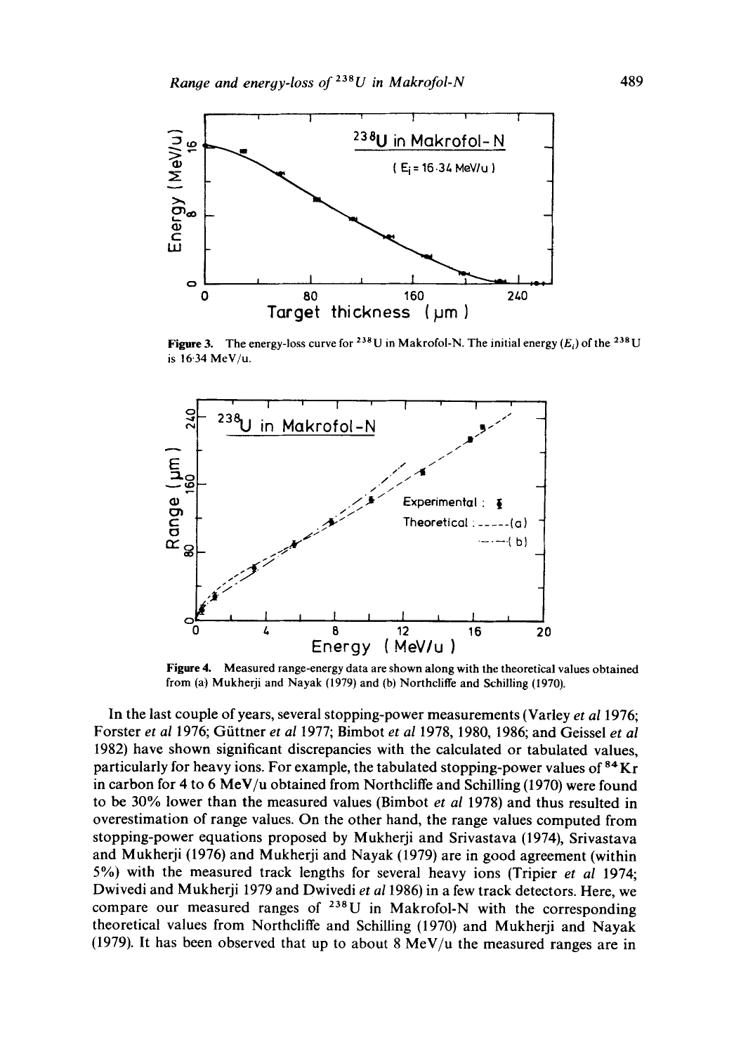**Figure 3.** The energy-loss curve for $^{238}U$ in Makrofol-N. The initial energy ($E_i$) of the $^{238}U$ is 16·34 MeV/u.

**Figure 4.** Measured range-energy data are shown along with the theoretical values obtained from (a) Mukherji and Nayak (1979) and (b) Northcliffe and Schilling (1970).

In the last couple of years, several stopping-power measurements (Varley *et al* 1976; Forster *et al* 1976; Güttner *et al* 1977; Bimbot *et al* 1978, 1980, 1986; and Geissel *et al* 1982) have shown significant discrepancies with the calculated or tabulated values, particularly for heavy ions. For example, the tabulated stopping-power values of $^{84}Kr$ in carbon for 4 to 6 MeV/u obtained from Northcliffe and Schilling (1970) were found to be 30% lower than the measured values (Bimbot *et al* 1978) and thus resulted in overestimation of range values. On the other hand, the range values computed from stopping-power equations proposed by Mukherji and Srivastava (1974), Srivastava and Mukherji (1976) and Mukherji and Nayak (1979) are in good agreement (within 5%) with the measured track lengths for several heavy ions (Tripier *et al* 1974; Dwivedi and Mukherji 1979 and Dwivedi *et al* 1986) in a few track detectors. Here, we compare our measured ranges of $^{238}U$ in Makrofol-N with the corresponding theoretical values from Northcliffe and Schilling (1970) and Mukherji and Nayak (1979). It has been observed that up to about 8 MeV/u the measured ranges are in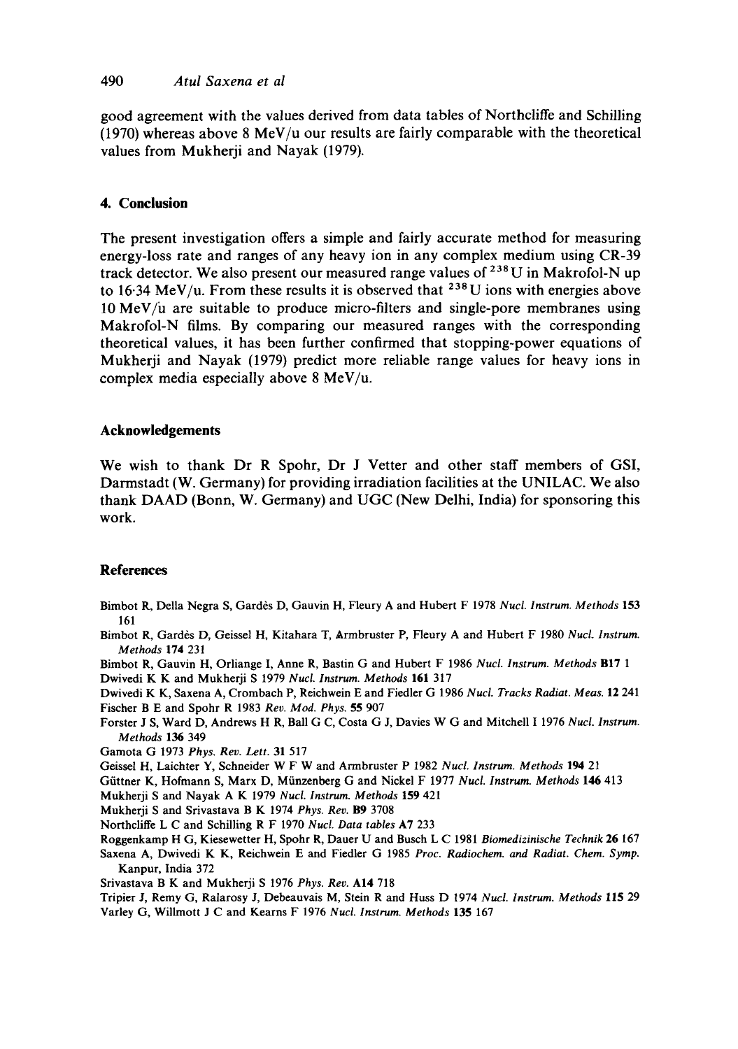good agreement with the values derived from data tables of Northcliffe and Schilling (1970) whereas above 8 MeV/u our results are fairly comparable with the theoretical values from Mukherji and Nayak (1979).

## 4. Conclusion

The present investigation offers a simple and fairly accurate method for measuring energy-loss rate and ranges of any heavy ion in any complex medium using CR-39 track detector. We also present our measured range values of $^{238}$U in Makrofol-N up to 16·34 MeV/u. From these results it is observed that $^{238}$U ions with energies above 10 MeV/u are suitable to produce micro-filters and single-pore membranes using Makrofol-N films. By comparing our measured ranges with the corresponding theoretical values, it has been further confirmed that stopping-power equations of Mukherji and Nayak (1979) predict more reliable range values for heavy ions in complex media especially above 8 MeV/u.

## Acknowledgements

We wish to thank Dr R Spohr, Dr J Vetter and other staff members of GSI, Darmstadt (W. Germany) for providing irradiation facilities at the UNILAC. We also thank DAAD (Bonn, W. Germany) and UGC (New Delhi, India) for sponsoring this work.

## References

Bimbot R, Della Negra S, Gardès D, Gauvin H, Fleury A and Hubert F 1978 *Nucl. Instrum. Methods* **153** 161

Bimbot R, Gardès D, Geissel H, Kitahara T, Armbruster P, Fleury A and Hubert F 1980 *Nucl. Instrum. Methods* **174** 231

Bimbot R, Gauvin H, Orliange I, Anne R, Bastin G and Hubert F 1986 *Nucl. Instrum. Methods* **B17** 1

Dwivedi K K and Mukherji S 1979 *Nucl. Instrum. Methods* **161** 317

Dwivedi K K, Saxena A, Crombach P, Reichwein E and Fiedler G 1986 *Nucl. Tracks Radiat. Meas.* **12** 241

Fischer B E and Spohr R 1983 *Rev. Mod. Phys.* **55** 907

Forster J S, Ward D, Andrews H R, Ball G C, Costa G J, Davies W G and Mitchell I 1976 *Nucl. Instrum. Methods* **136** 349

Gamota G 1973 *Phys. Rev. Lett.* **31** 517

Geissel H, Laichter Y, Schneider W F W and Armbruster P 1982 *Nucl. Instrum. Methods* **194** 21

Güttner K, Hofmann S, Marx D, Münzenberg G and Nickel F 1977 *Nucl. Instrum. Methods* **146** 413

Mukherji S and Nayak A K 1979 *Nucl. Instrum. Methods* **159** 421

Mukherji S and Srivastava B K 1974 *Phys. Rev.* **B9** 3708

Northcliffe L C and Schilling R F 1970 *Nucl. Data tables* **A7** 233

Roggenkamp H G, Kiesewetter H, Spohr R, Dauer U and Busch L C 1981 *Biomedizinische Technik* **26** 167

Saxena A, Dwivedi K K, Reichwein E and Fiedler G 1985 *Proc. Radiochem. and Radiat. Chem. Symp.* Kanpur, India 372

Srivastava B K and Mukherji S 1976 *Phys. Rev.* **A14** 718

Tripier J, Remy G, Ralarosy J, Debeauvais M, Stein R and Huss D 1974 *Nucl. Instrum. Methods* **115** 29

Varley G, Willmott J C and Kearns F 1976 *Nucl. Instrum. Methods* **135** 167